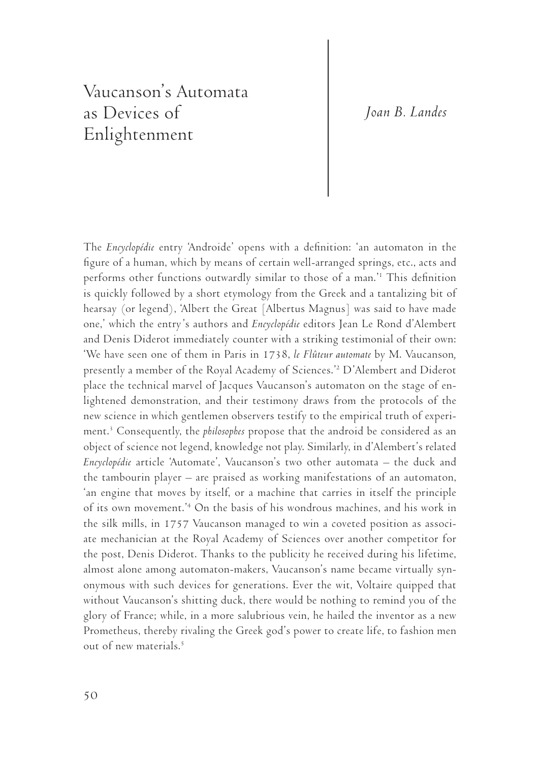# Vaucanson's Automata as Devices of Enlightenment

*Joan B. Landes*

The *Encyclopédie* entry 'Androide' opens with a definition: 'an automaton in the figure of a human, which by means of certain well-arranged springs, etc., acts and performs other functions outwardly similar to those of a man.'[1] This definition is quickly followed by a short etymology from the Greek and a tantalizing bit of hearsay (or legend), 'Albert the Great [Albertus Magnus] was said to have made one,' which the entry's authors and *Encyclopédie* editors Jean Le Rond d'Alembert and Denis Diderot immediately counter with a striking testimonial of their own: 'We have seen one of them in Paris in 1738, *le Flûteur automate* by M. Vaucanson, presently a member of the Royal Academy of Sciences.'[2] D'Alembert and Diderot place the technical marvel of Jacques Vaucanson's automaton on the stage of enlightened demonstration, and their testimony draws from the protocols of the new science in which gentlemen observers testify to the empirical truth of experiment.[3] Consequently, the *philosophes* propose that the android be considered as an object of science not legend, knowledge not play. Similarly, in d'Alembert's related *Encyclopédie* article 'Automate', Vaucanson's two other automata – the duck and the tambourin player – are praised as working manifestations of an automaton, 'an engine that moves by itself, or a machine that carries in itself the principle of its own movement.'[4] On the basis of his wondrous machines, and his work in the silk mills, in 1757 Vaucanson managed to win a coveted position as associate mechanician at the Royal Academy of Sciences over another competitor for the post, Denis Diderot. Thanks to the publicity he received during his lifetime, almost alone among automaton-makers, Vaucanson's name became virtually synonymous with such devices for generations. Ever the wit, Voltaire quipped that without Vaucanson's shitting duck, there would be nothing to remind you of the glory of France; while, in a more salubrious vein, he hailed the inventor as a new Prometheus, thereby rivaling the Greek god's power to create life, to fashion men out of new materials.[5]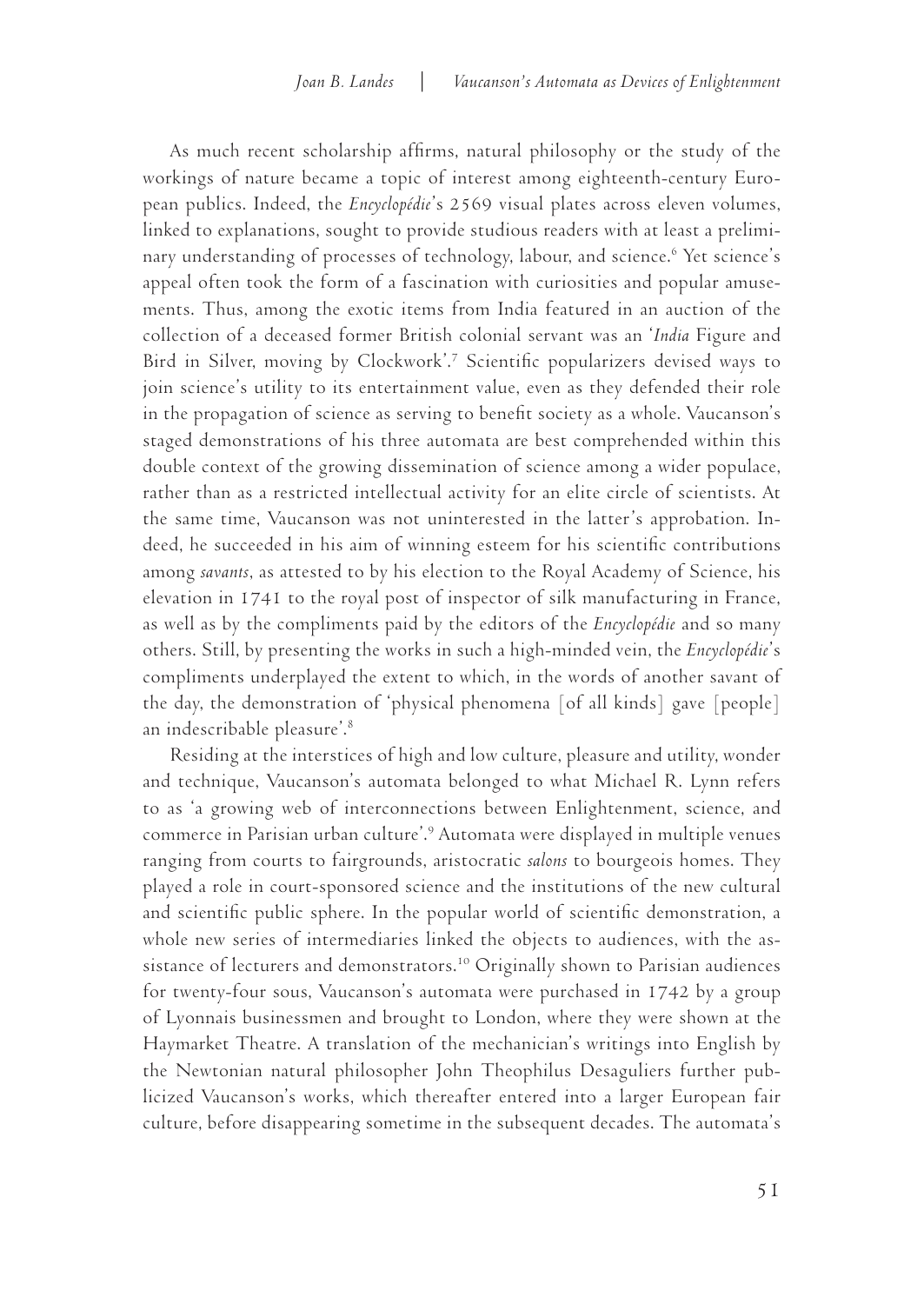As much recent scholarship affirms, natural philosophy or the study of the workings of nature became a topic of interest among eighteenth-century European publics. Indeed, the *Encyclopédie*'s 2569 visual plates across eleven volumes, linked to explanations, sought to provide studious readers with at least a preliminary understanding of processes of technology, labour, and science.[6] Yet science's appeal often took the form of a fascination with curiosities and popular amusements. Thus, among the exotic items from India featured in an auction of the collection of a deceased former British colonial servant was an '*India* Figure and Bird in Silver, moving by Clockwork'.[7] Scientific popularizers devised ways to join science's utility to its entertainment value, even as they defended their role in the propagation of science as serving to benefit society as a whole. Vaucanson's staged demonstrations of his three automata are best comprehended within this double context of the growing dissemination of science among a wider populace, rather than as a restricted intellectual activity for an elite circle of scientists. At the same time, Vaucanson was not uninterested in the latter's approbation. Indeed, he succeeded in his aim of winning esteem for his scientific contributions among *savants*, as attested to by his election to the Royal Academy of Science, his elevation in 1741 to the royal post of inspector of silk manufacturing in France, as well as by the compliments paid by the editors of the *Encyclopédie* and so many others. Still, by presenting the works in such a high-minded vein, the *Encyclopédie*'s compliments underplayed the extent to which, in the words of another savant of the day, the demonstration of 'physical phenomena [of all kinds] gave [people] an indescribable pleasure'.[8]

Residing at the interstices of high and low culture, pleasure and utility, wonder and technique, Vaucanson's automata belonged to what Michael R. Lynn refers to as 'a growing web of interconnections between Enlightenment, science, and commerce in Parisian urban culture'.[9] Automata were displayed in multiple venues ranging from courts to fairgrounds, aristocratic *salons* to bourgeois homes. They played a role in court-sponsored science and the institutions of the new cultural and scientific public sphere. In the popular world of scientific demonstration, a whole new series of intermediaries linked the objects to audiences, with the assistance of lecturers and demonstrators.[10] Originally shown to Parisian audiences for twenty-four sous, Vaucanson's automata were purchased in 1742 by a group of Lyonnais businessmen and brought to London, where they were shown at the Haymarket Theatre. A translation of the mechanician's writings into English by the Newtonian natural philosopher John Theophilus Desaguliers further publicized Vaucanson's works, which thereafter entered into a larger European fair culture, before disappearing sometime in the subsequent decades. The automata's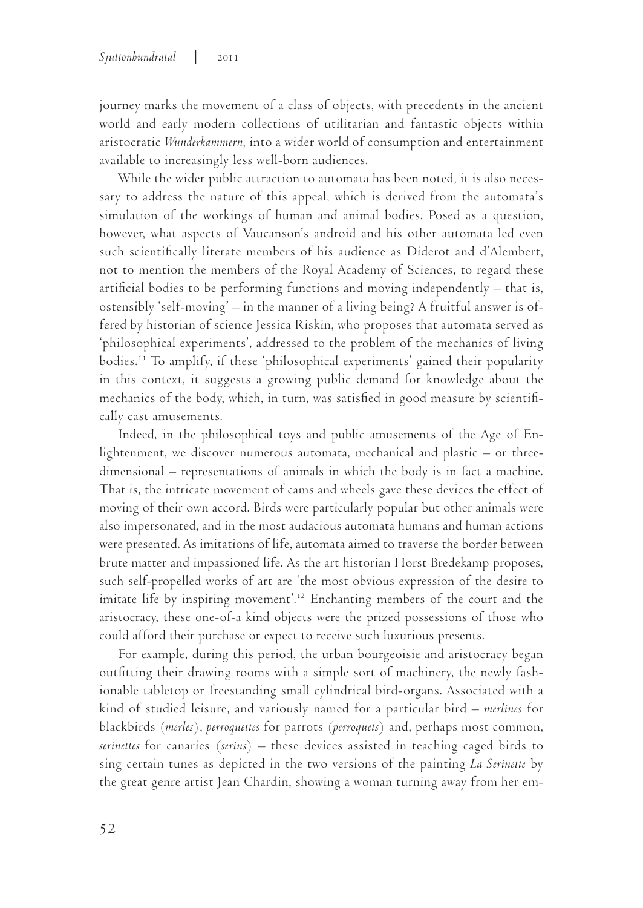journey marks the movement of a class of objects, with precedents in the ancient world and early modern collections of utilitarian and fantastic objects within aristocratic *Wunderkammern,* into a wider world of consumption and entertainment available to increasingly less well-born audiences.

While the wider public attraction to automata has been noted, it is also necessary to address the nature of this appeal, which is derived from the automata's simulation of the workings of human and animal bodies. Posed as a question, however, what aspects of Vaucanson's android and his other automata led even such scientifically literate members of his audience as Diderot and d'Alembert, not to mention the members of the Royal Academy of Sciences, to regard these artificial bodies to be performing functions and moving independently – that is, ostensibly 'self-moving' – in the manner of a living being? A fruitful answer is offered by historian of science Jessica Riskin, who proposes that automata served as 'philosophical experiments', addressed to the problem of the mechanics of living bodies.[11] To amplify, if these 'philosophical experiments' gained their popularity in this context, it suggests a growing public demand for knowledge about the mechanics of the body, which, in turn, was satisfied in good measure by scientifically cast amusements.

Indeed, in the philosophical toys and public amusements of the Age of Enlightenment, we discover numerous automata, mechanical and plastic – or three-dimensional – representations of animals in which the body is in fact a machine. That is, the intricate movement of cams and wheels gave these devices the effect of moving of their own accord. Birds were particularly popular but other animals were also impersonated, and in the most audacious automata humans and human actions were presented. As imitations of life, automata aimed to traverse the border between brute matter and impassioned life. As the art historian Horst Bredekamp proposes, such self-propelled works of art are 'the most obvious expression of the desire to imitate life by inspiring movement'.[12] Enchanting members of the court and the aristocracy, these one-of-a kind objects were the prized possessions of those who could afford their purchase or expect to receive such luxurious presents.

For example, during this period, the urban bourgeoisie and aristocracy began outfitting their drawing rooms with a simple sort of machinery, the newly fashionable tabletop or freestanding small cylindrical bird-organs. Associated with a kind of studied leisure, and variously named for a particular bird – *merlines* for blackbirds (*merles*), *perroquettes* for parrots (*perroquets*) and, perhaps most common, *serinettes* for canaries (*serins*) – these devices assisted in teaching caged birds to sing certain tunes as depicted in the two versions of the painting *La Serinette* by the great genre artist Jean Chardin, showing a woman turning away from her em-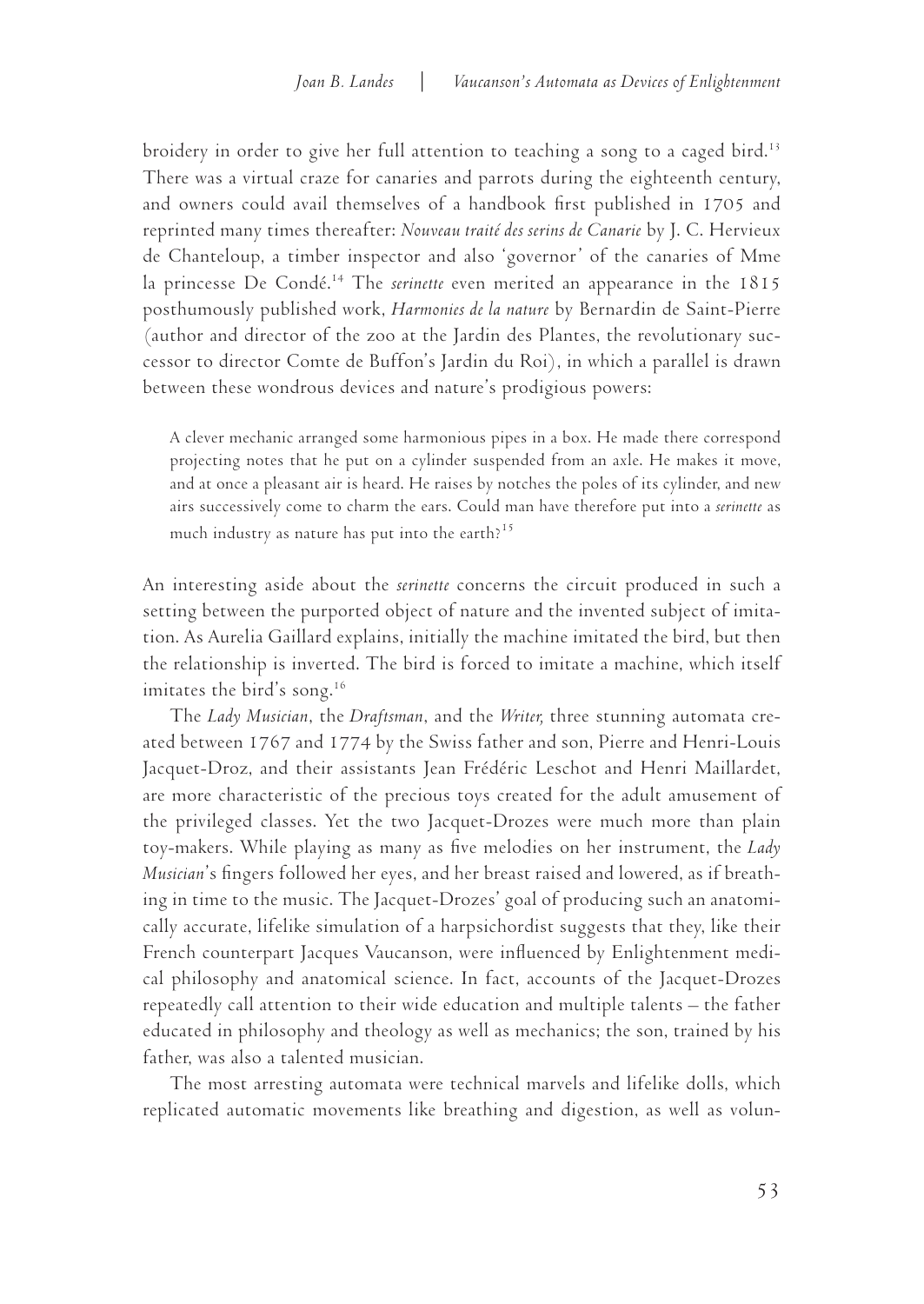broidery in order to give her full attention to teaching a song to a caged bird.[13] There was a virtual craze for canaries and parrots during the eighteenth century, and owners could avail themselves of a handbook first published in 1705 and reprinted many times thereafter: *Nouveau traité des serins de Canarie* by J. C. Hervieux de Chanteloup, a timber inspector and also 'governor' of the canaries of Mme la princesse De Condé.[14] The *serinette* even merited an appearance in the 1815 posthumously published work, *Harmonies de la nature* by Bernardin de Saint-Pierre (author and director of the zoo at the Jardin des Plantes, the revolutionary successor to director Comte de Buffon's Jardin du Roi), in which a parallel is drawn between these wondrous devices and nature's prodigious powers:

> A clever mechanic arranged some harmonious pipes in a box. He made there correspond projecting notes that he put on a cylinder suspended from an axle. He makes it move, and at once a pleasant air is heard. He raises by notches the poles of its cylinder, and new airs successively come to charm the ears. Could man have therefore put into a *serinette* as much industry as nature has put into the earth?[15]

An interesting aside about the *serinette* concerns the circuit produced in such a setting between the purported object of nature and the invented subject of imitation. As Aurelia Gaillard explains, initially the machine imitated the bird, but then the relationship is inverted. The bird is forced to imitate a machine, which itself imitates the bird's song.[16]

The *Lady Musician*, the *Draftsman*, and the *Writer,* three stunning automata created between 1767 and 1774 by the Swiss father and son, Pierre and Henri-Louis Jacquet-Droz, and their assistants Jean Frédéric Leschot and Henri Maillardet, are more characteristic of the precious toys created for the adult amusement of the privileged classes. Yet the two Jacquet-Drozes were much more than plain toy-makers. While playing as many as five melodies on her instrument, the *Lady Musician*'s fingers followed her eyes, and her breast raised and lowered, as if breathing in time to the music. The Jacquet-Drozes' goal of producing such an anatomically accurate, lifelike simulation of a harpsichordist suggests that they, like their French counterpart Jacques Vaucanson, were influenced by Enlightenment medical philosophy and anatomical science. In fact, accounts of the Jacquet-Drozes repeatedly call attention to their wide education and multiple talents – the father educated in philosophy and theology as well as mechanics; the son, trained by his father, was also a talented musician.

The most arresting automata were technical marvels and lifelike dolls, which replicated automatic movements like breathing and digestion, as well as volun-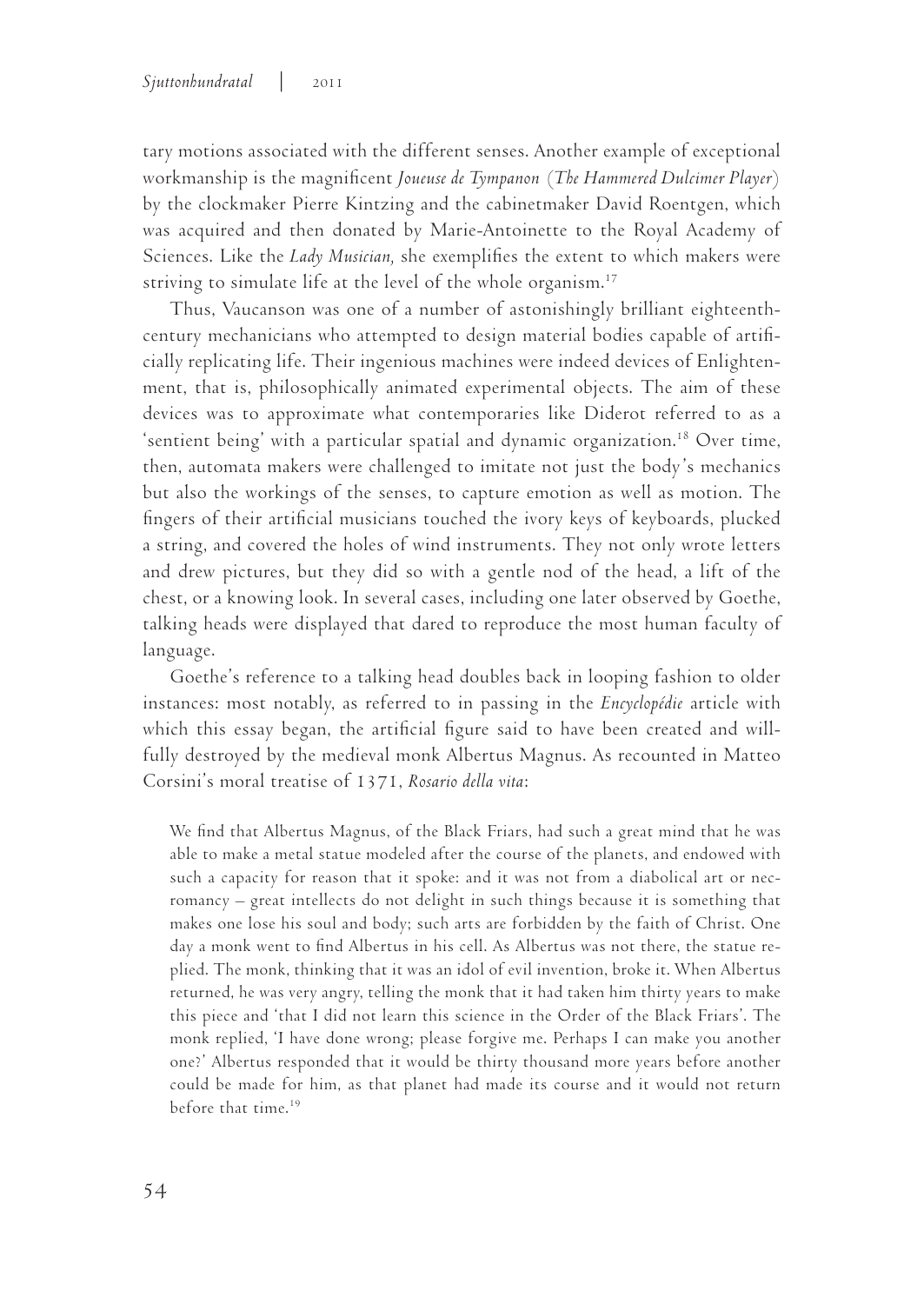tary motions associated with the different senses. Another example of exceptional workmanship is the magnificent *Joueuse de Tympanon* (*The Hammered Dulcimer Player*) by the clockmaker Pierre Kintzing and the cabinetmaker David Roentgen, which was acquired and then donated by Marie-Antoinette to the Royal Academy of Sciences. Like the *Lady Musician,* she exemplifies the extent to which makers were striving to simulate life at the level of the whole organism.[17]

Thus, Vaucanson was one of a number of astonishingly brilliant eighteenth-century mechanicians who attempted to design material bodies capable of artificially replicating life. Their ingenious machines were indeed devices of Enlightenment, that is, philosophically animated experimental objects. The aim of these devices was to approximate what contemporaries like Diderot referred to as a 'sentient being' with a particular spatial and dynamic organization.[18] Over time, then, automata makers were challenged to imitate not just the body's mechanics but also the workings of the senses, to capture emotion as well as motion. The fingers of their artificial musicians touched the ivory keys of keyboards, plucked a string, and covered the holes of wind instruments. They not only wrote letters and drew pictures, but they did so with a gentle nod of the head, a lift of the chest, or a knowing look. In several cases, including one later observed by Goethe, talking heads were displayed that dared to reproduce the most human faculty of language.

Goethe's reference to a talking head doubles back in looping fashion to older instances: most notably, as referred to in passing in the *Encyclopédie* article with which this essay began, the artificial figure said to have been created and willfully destroyed by the medieval monk Albertus Magnus. As recounted in Matteo Corsini's moral treatise of 1371, *Rosario della vita*:

> We find that Albertus Magnus, of the Black Friars, had such a great mind that he was able to make a metal statue modeled after the course of the planets, and endowed with such a capacity for reason that it spoke: and it was not from a diabolical art or necromancy – great intellects do not delight in such things because it is something that makes one lose his soul and body; such arts are forbidden by the faith of Christ. One day a monk went to find Albertus in his cell. As Albertus was not there, the statue replied. The monk, thinking that it was an idol of evil invention, broke it. When Albertus returned, he was very angry, telling the monk that it had taken him thirty years to make this piece and 'that I did not learn this science in the Order of the Black Friars'. The monk replied, 'I have done wrong; please forgive me. Perhaps I can make you another one?' Albertus responded that it would be thirty thousand more years before another could be made for him, as that planet had made its course and it would not return before that time.[19]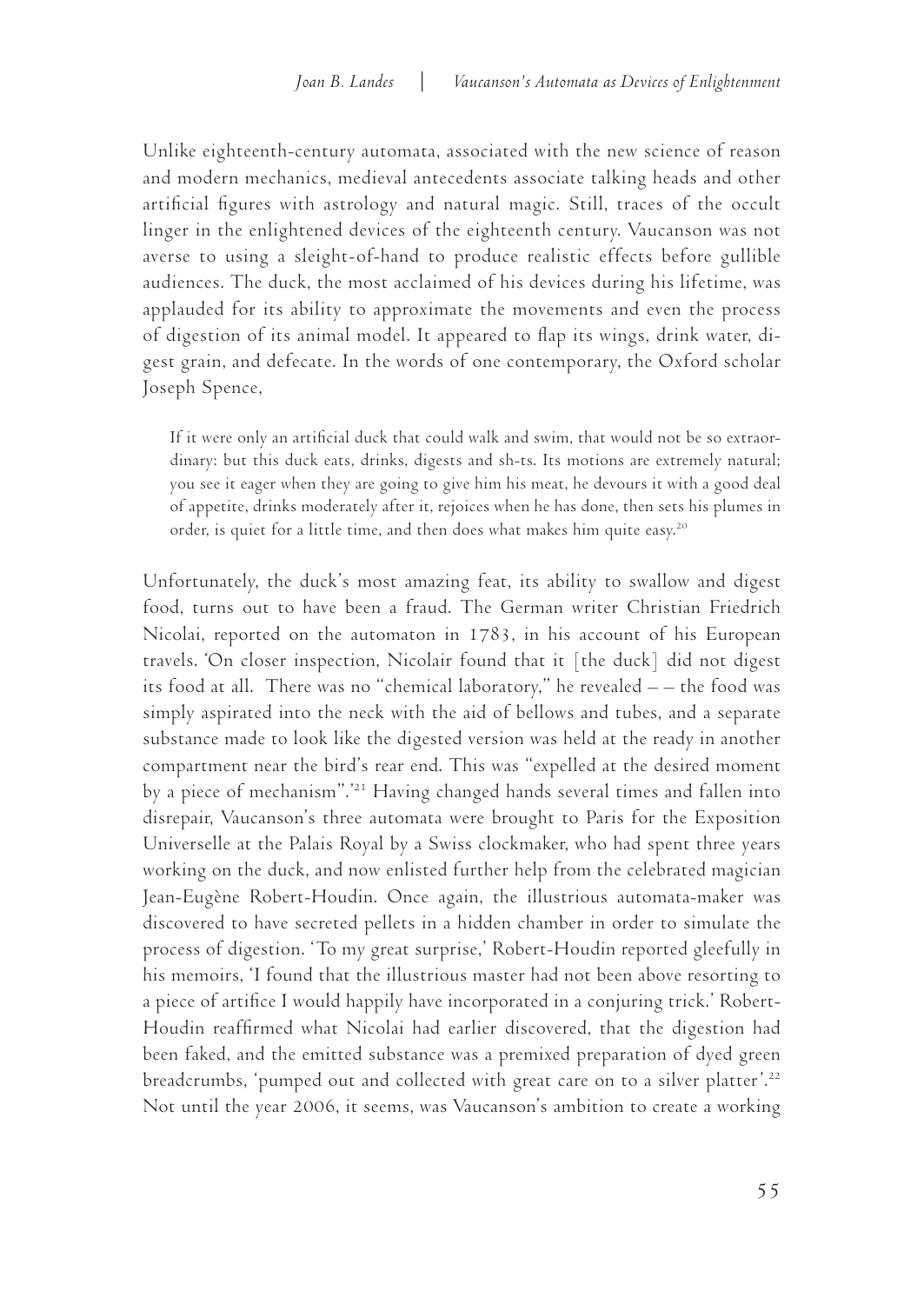Unlike eighteenth-century automata, associated with the new science of reason and modern mechanics, medieval antecedents associate talking heads and other artificial figures with astrology and natural magic. Still, traces of the occult linger in the enlightened devices of the eighteenth century. Vaucanson was not averse to using a sleight-of-hand to produce realistic effects before gullible audiences. The duck, the most acclaimed of his devices during his lifetime, was applauded for its ability to approximate the movements and even the process of digestion of its animal model. It appeared to flap its wings, drink water, digest grain, and defecate. In the words of one contemporary, the Oxford scholar Joseph Spence,

> If it were only an artificial duck that could walk and swim, that would not be so extraordinary: but this duck eats, drinks, digests and sh-ts. Its motions are extremely natural; you see it eager when they are going to give him his meat, he devours it with a good deal of appetite, drinks moderately after it, rejoices when he has done, then sets his plumes in order, is quiet for a little time, and then does what makes him quite easy.[20]

Unfortunately, the duck's most amazing feat, its ability to swallow and digest food, turns out to have been a fraud. The German writer Christian Friedrich Nicolai, reported on the automaton in 1783, in his account of his European travels. 'On closer inspection, Nicolair found that it [the duck] did not digest its food at all. There was no "chemical laboratory," he revealed – – the food was simply aspirated into the neck with the aid of bellows and tubes, and a separate substance made to look like the digested version was held at the ready in another compartment near the bird's rear end. This was "expelled at the desired moment by a piece of mechanism".'[21] Having changed hands several times and fallen into disrepair, Vaucanson's three automata were brought to Paris for the Exposition Universelle at the Palais Royal by a Swiss clockmaker, who had spent three years working on the duck, and now enlisted further help from the celebrated magician Jean-Eugène Robert-Houdin. Once again, the illustrious automata-maker was discovered to have secreted pellets in a hidden chamber in order to simulate the process of digestion. 'To my great surprise,' Robert-Houdin reported gleefully in his memoirs, 'I found that the illustrious master had not been above resorting to a piece of artifice I would happily have incorporated in a conjuring trick.' Robert-Houdin reaffirmed what Nicolai had earlier discovered, that the digestion had been faked, and the emitted substance was a premixed preparation of dyed green breadcrumbs, 'pumped out and collected with great care on to a silver platter'.[22] Not until the year 2006, it seems, was Vaucanson's ambition to create a working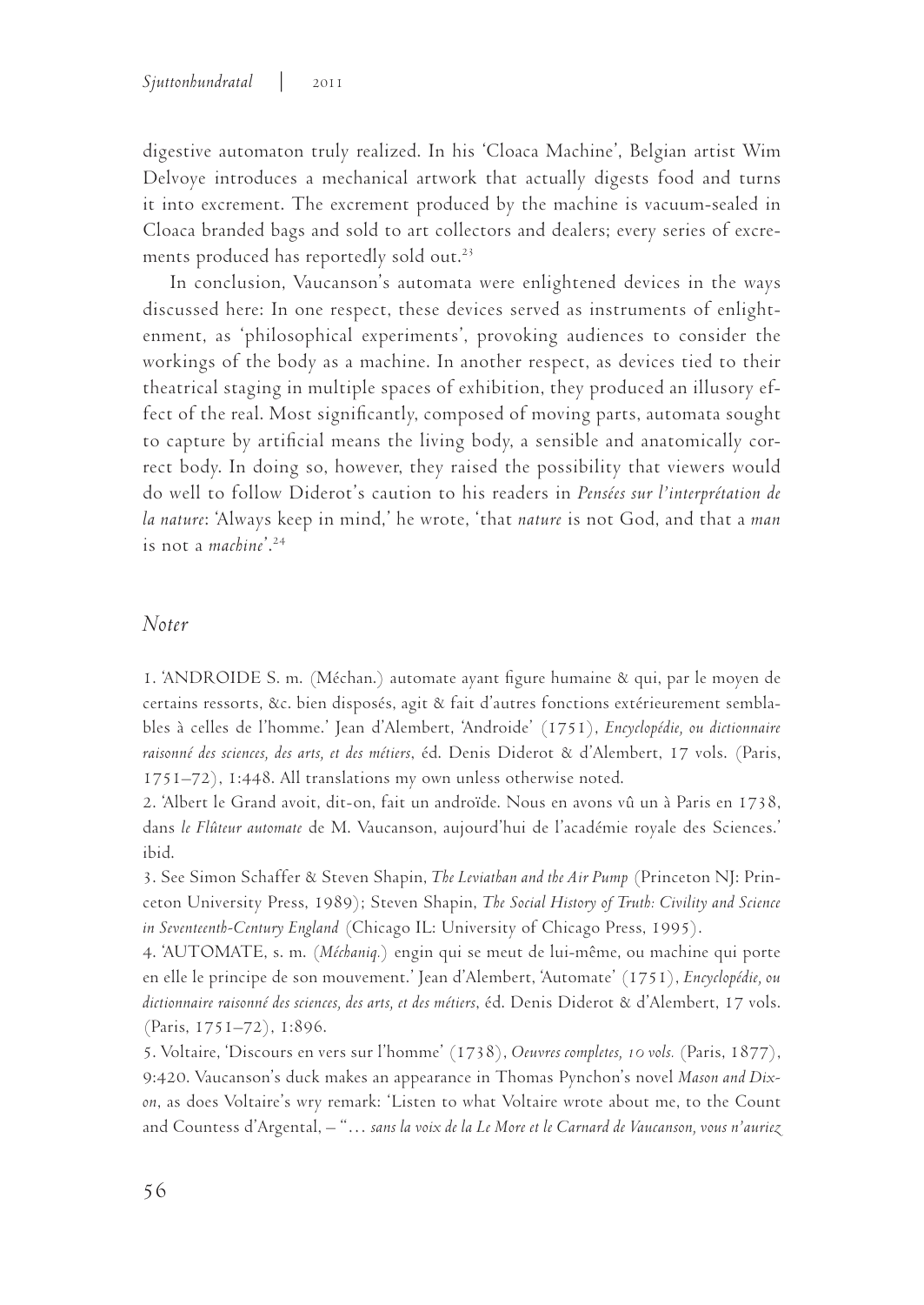digestive automaton truly realized. In his 'Cloaca Machine', Belgian artist Wim Delvoye introduces a mechanical artwork that actually digests food and turns it into excrement. The excrement produced by the machine is vacuum-sealed in Cloaca branded bags and sold to art collectors and dealers; every series of excrements produced has reportedly sold out.[23]

In conclusion, Vaucanson's automata were enlightened devices in the ways discussed here: In one respect, these devices served as instruments of enlightenment, as 'philosophical experiments', provoking audiences to consider the workings of the body as a machine. In another respect, as devices tied to their theatrical staging in multiple spaces of exhibition, they produced an illusory effect of the real. Most significantly, composed of moving parts, automata sought to capture by artificial means the living body, a sensible and anatomically correct body. In doing so, however, they raised the possibility that viewers would do well to follow Diderot's caution to his readers in *Pensées sur l'interprétation de la nature*: 'Always keep in mind,' he wrote, 'that *nature* is not God, and that a *man* is not a *machine*'.[24]

## Noter

1. 'ANDROIDE S. m. (Méchan.) automate ayant figure humaine & qui, par le moyen de certains ressorts, &c. bien disposés, agit & fait d'autres fonctions extérieurement semblables à celles de l'homme.' Jean d'Alembert, 'Androide' (1751), *Encyclopédie, ou dictionnaire raisonné des sciences, des arts, et des métiers*, éd. Denis Diderot & d'Alembert, 17 vols. (Paris, 1751–72), 1:448. All translations my own unless otherwise noted.

2. 'Albert le Grand avoit, dit-on, fait un androïde. Nous en avons vû un à Paris en 1738, dans *le Flûteur automate* de M. Vaucanson, aujourd'hui de l'académie royale des Sciences.' ibid.

3. See Simon Schaffer & Steven Shapin, *The Leviathan and the Air Pump* (Princeton NJ: Princeton University Press, 1989); Steven Shapin, *The Social History of Truth: Civility and Science in Seventeenth-Century England* (Chicago IL: University of Chicago Press, 1995).

4. 'AUTOMATE, s. m. (*Méchaniq.*) engin qui se meut de lui-même, ou machine qui porte en elle le principe de son mouvement.' Jean d'Alembert, 'Automate' (1751), *Encyclopédie, ou dictionnaire raisonné des sciences, des arts, et des métiers*, éd. Denis Diderot & d'Alembert, 17 vols. (Paris, 1751–72), 1:896.

5. Voltaire, 'Discours en vers sur l'homme' (1738), *Oeuvres completes, 10 vols.* (Paris, 1877), 9:420. Vaucanson's duck makes an appearance in Thomas Pynchon's novel *Mason and Dixon*, as does Voltaire's wry remark: 'Listen to what Voltaire wrote about me, to the Count and Countess d'Argental, – "… *sans la voix de la Le More et le Carnard de Vaucanson, vous n'auriez*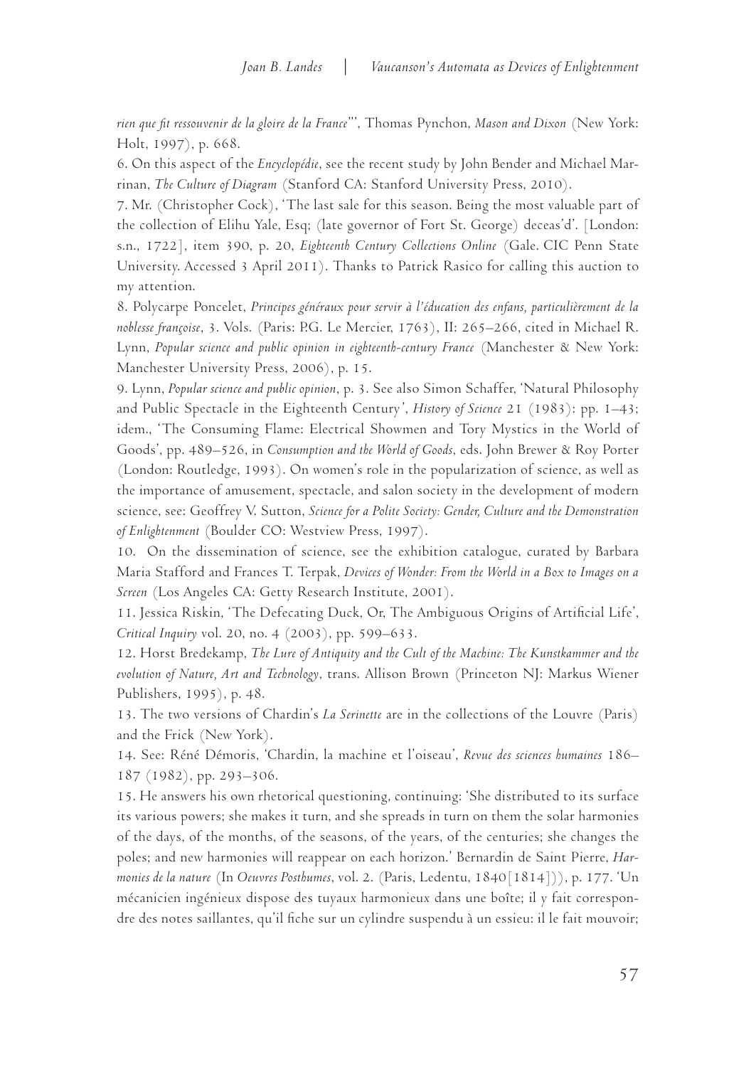*rien que fit ressouvenir de la gloire de la France*"', Thomas Pynchon, *Mason and Dixon* (New York: Holt, 1997), p. 668.

6. On this aspect of the *Encyclopédie*, see the recent study by John Bender and Michael Marrinan, *The Culture of Diagram* (Stanford CA: Stanford University Press, 2010).

7. Mr. (Christopher Cock), 'The last sale for this season. Being the most valuable part of the collection of Elihu Yale, Esq; (late governor of Fort St. George) deceas'd'. [London: s.n., 1722], item 390, p. 20, *Eighteenth Century Collections Online* (Gale. CIC Penn State University. Accessed 3 April 2011). Thanks to Patrick Rasico for calling this auction to my attention.

8. Polycarpe Poncelet, *Principes généraux pour servir à l'éducation des enfans, particulièrement de la noblesse françoise*, 3. Vols. (Paris: P.G. Le Mercier, 1763), II: 265–266, cited in Michael R. Lynn, *Popular science and public opinion in eighteenth-century France* (Manchester & New York: Manchester University Press, 2006), p. 15.

9. Lynn, *Popular science and public opinion*, p. 3. See also Simon Schaffer, 'Natural Philosophy and Public Spectacle in the Eighteenth Century', *History of Science* 21 (1983): pp. 1–43; idem., 'The Consuming Flame: Electrical Showmen and Tory Mystics in the World of Goods', pp. 489–526, in *Consumption and the World of Goods*, eds. John Brewer & Roy Porter (London: Routledge, 1993). On women's role in the popularization of science, as well as the importance of amusement, spectacle, and salon society in the development of modern science, see: Geoffrey V. Sutton, *Science for a Polite Society: Gender, Culture and the Demonstration of Enlightenment* (Boulder CO: Westview Press, 1997).

10. On the dissemination of science, see the exhibition catalogue, curated by Barbara Maria Stafford and Frances T. Terpak, *Devices of Wonder: From the World in a Box to Images on a Screen* (Los Angeles CA: Getty Research Institute, 2001).

11. Jessica Riskin, 'The Defecating Duck, Or, The Ambiguous Origins of Artificial Life', *Critical Inquiry* vol. 20, no. 4 (2003), pp. 599–633.

12. Horst Bredekamp, *The Lure of Antiquity and the Cult of the Machine: The Kunstkammer and the evolution of Nature, Art and Technology*, trans. Allison Brown (Princeton NJ: Markus Wiener Publishers, 1995), p. 48.

13. The two versions of Chardin's *La Serinette* are in the collections of the Louvre (Paris) and the Frick (New York).

14. See: Réné Démoris, 'Chardin, la machine et l'oiseau', *Revue des sciences humaines* 186–187 (1982), pp. 293–306.

15. He answers his own rhetorical questioning, continuing: 'She distributed to its surface its various powers; she makes it turn, and she spreads in turn on them the solar harmonies of the days, of the months, of the seasons, of the years, of the centuries; she changes the poles; and new harmonies will reappear on each horizon.' Bernardin de Saint Pierre, *Harmonies de la nature* (In *Oeuvres Posthumes*, vol. 2. (Paris, Ledentu, 1840[1814])), p. 177. 'Un mécanicien ingénieux dispose des tuyaux harmonieux dans une boîte; il y fait correspondre des notes saillantes, qu'il fiche sur un cylindre suspendu à un essieu: il le fait mouvoir;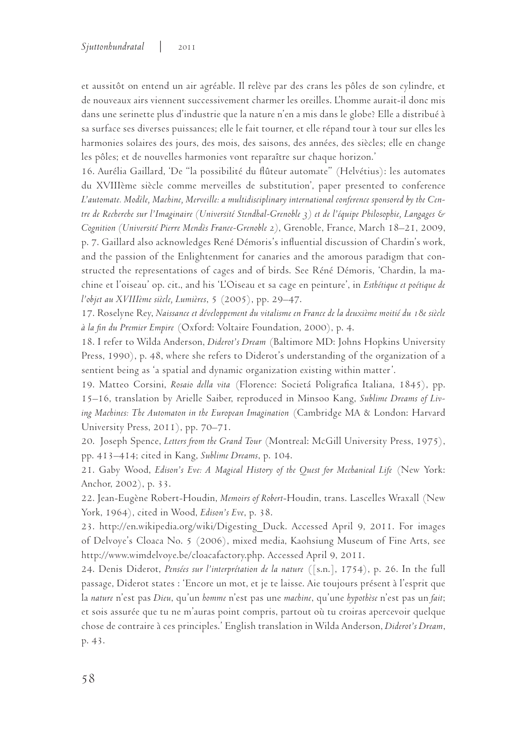et aussitôt on entend un air agréable. Il relève par des crans les pôles de son cylindre, et de nouveaux airs viennent successivement charmer les oreilles. L'homme aurait-il donc mis dans une serinette plus d'industrie que la nature n'en a mis dans le globe? Elle a distribué à sa surface ses diverses puissances; elle le fait tourner, et elle répand tour à tour sur elles les harmonies solaires des jours, des mois, des saisons, des années, des siècles; elle en change les pôles; et de nouvelles harmonies vont reparaître sur chaque horizon.'

16. Aurélia Gaillard, 'De "la possibilité du flûteur automate" (Helvétius): les automates du XVIIIème siècle comme merveilles de substitution', paper presented to conference *L'automate. Modèle, Machine, Merveille: a multidisciplinary international conference sponsored by the Centre de Recherche sur l'Imaginaire (Université Stendhal-Grenoble 3) et de l'équipe Philosophie, Langages & Cognition (Université Pierre Mendès France-Grenoble 2)*, Grenoble, France, March 18–21, 2009, p. 7. Gaillard also acknowledges René Démoris's influential discussion of Chardin's work, and the passion of the Enlightenment for canaries and the amorous paradigm that constructed the representations of cages and of birds. See Réné Démoris, 'Chardin, la machine et l'oiseau' op. cit., and his 'L'Oiseau et sa cage en peinture', in *Esthétique et poétique de l'objet au XVIIIème siècle, Lumières*, 5 (2005), pp. 29–47.

17. Roselyne Rey, *Naissance et développement du vitalisme en France de la deuxième moitié du 18e siècle à la fin du Premier Empire* (Oxford: Voltaire Foundation, 2000), p. 4.

18. I refer to Wilda Anderson, *Diderot's Dream* (Baltimore MD: Johns Hopkins University Press, 1990), p. 48, where she refers to Diderot's understanding of the organization of a sentient being as 'a spatial and dynamic organization existing within matter'.

19. Matteo Corsini, *Rosaio della vita* (Florence: Societá Poligrafica Italiana, 1845), pp. 15–16, translation by Arielle Saiber, reproduced in Minsoo Kang, *Sublime Dreams of Living Machines: The Automaton in the European Imagination* (Cambridge MA & London: Harvard University Press, 2011), pp. 70–71.

20. Joseph Spence, *Letters from the Grand Tour* (Montreal: McGill University Press, 1975), pp. 413–414; cited in Kang, *Sublime Dreams*, p. 104.

21. Gaby Wood, *Edison's Eve: A Magical History of the Quest for Mechanical Life* (New York: Anchor, 2002), p. 33.

22. Jean-Eugène Robert-Houdin, *Memoirs of Robert*-Houdin, trans. Lascelles Wraxall (New York, 1964), cited in Wood, *Edison's Eve*, p. 38.

23. http://en.wikipedia.org/wiki/Digesting_Duck. Accessed April 9, 2011. For images of Delvoye's Cloaca No. 5 (2006), mixed media, Kaohsiung Museum of Fine Arts, see http://www.wimdelvoye.be/cloacafactory.php. Accessed April 9, 2011.

24. Denis Diderot, *Pensées sur l'interprétation de la nature* ([s.n.], 1754), p. 26. In the full passage, Diderot states : 'Encore un mot, et je te laisse. Aie toujours présent à l'esprit que la *nature* n'est pas *Dieu*, qu'un *homme* n'est pas une *machine*, qu'une *hypothèse* n'est pas un *fait*; et sois assurée que tu ne m'auras point compris, partout où tu croiras apercevoir quelque chose de contraire à ces principles.' English translation in Wilda Anderson, *Diderot's Dream*, p. 43.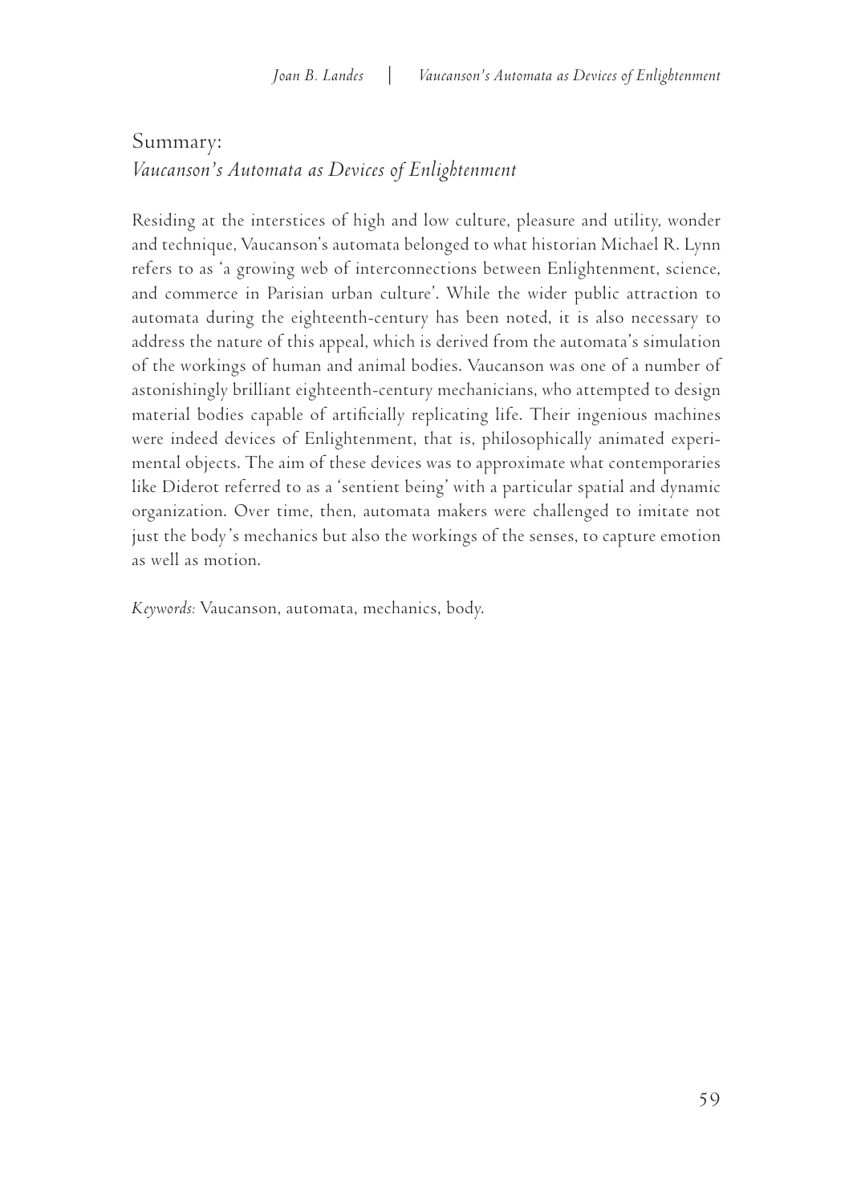## Summary:
### *Vaucanson's Automata as Devices of Enlightenment*

Residing at the interstices of high and low culture, pleasure and utility, wonder and technique, Vaucanson's automata belonged to what historian Michael R. Lynn refers to as 'a growing web of interconnections between Enlightenment, science, and commerce in Parisian urban culture'. While the wider public attraction to automata during the eighteenth-century has been noted, it is also necessary to address the nature of this appeal, which is derived from the automata's simulation of the workings of human and animal bodies. Vaucanson was one of a number of astonishingly brilliant eighteenth-century mechanicians, who attempted to design material bodies capable of artificially replicating life. Their ingenious machines were indeed devices of Enlightenment, that is, philosophically animated experimental objects. The aim of these devices was to approximate what contemporaries like Diderot referred to as a 'sentient being' with a particular spatial and dynamic organization. Over time, then, automata makers were challenged to imitate not just the body's mechanics but also the workings of the senses, to capture emotion as well as motion.

*Keywords:* Vaucanson, automata, mechanics, body.